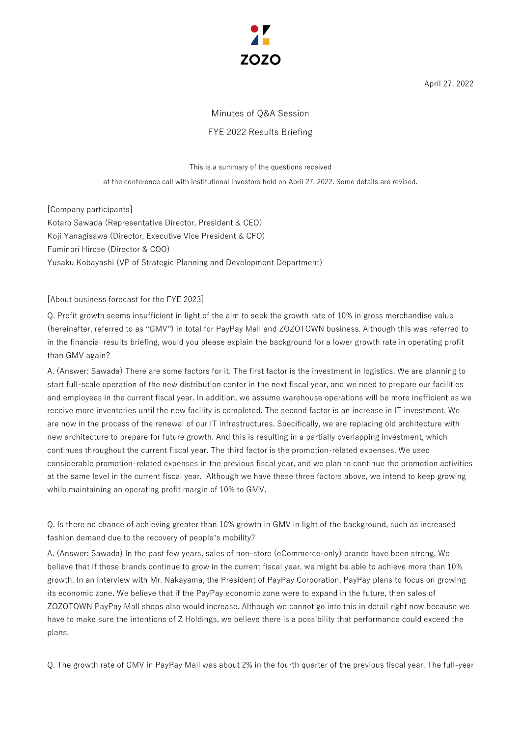ZOZO

April 27, 2022

# Minutes of Q&A Session

## FYE 2022 Results Briefing

This is a summary of the questions received at the conference call with institutional investors held on April 27, 2022. Some details are revised.

[Company participants]
Kotaro Sawada (Representative Director, President & CEO)
Koji Yanagisawa (Director, Executive Vice President & CFO)
Fuminori Hirose (Director & COO)
Yusaku Kobayashi (VP of Strategic Planning and Development Department)

[About business forecast for the FYE 2023]

Q. Profit growth seems insufficient in light of the aim to seek the growth rate of 10% in gross merchandise value (hereinafter, referred to as "GMV") in total for PayPay Mall and ZOZOTOWN business. Although this was referred to in the financial results briefing, would you please explain the background for a lower growth rate in operating profit than GMV again?

A. (Answer: Sawada) There are some factors for it. The first factor is the investment in logistics. We are planning to start full-scale operation of the new distribution center in the next fiscal year, and we need to prepare our facilities and employees in the current fiscal year. In addition, we assume warehouse operations will be more inefficient as we receive more inventories until the new facility is completed. The second factor is an increase in IT investment. We are now in the process of the renewal of our IT infrastructures. Specifically, we are replacing old architecture with new architecture to prepare for future growth. And this is resulting in a partially overlapping investment, which continues throughout the current fiscal year. The third factor is the promotion-related expenses. We used considerable promotion-related expenses in the previous fiscal year, and we plan to continue the promotion activities at the same level in the current fiscal year. Although we have these three factors above, we intend to keep growing while maintaining an operating profit margin of 10% to GMV.

Q. Is there no chance of achieving greater than 10% growth in GMV in light of the background, such as increased fashion demand due to the recovery of people's mobility?

A. (Answer: Sawada) In the past few years, sales of non-store (eCommerce-only) brands have been strong. We believe that if those brands continue to grow in the current fiscal year, we might be able to achieve more than 10% growth. In an interview with Mr. Nakayama, the President of PayPay Corporation, PayPay plans to focus on growing its economic zone. We believe that if the PayPay economic zone were to expand in the future, then sales of ZOZOTOWN PayPay Mall shops also would increase. Although we cannot go into this in detail right now because we have to make sure the intentions of Z Holdings, we believe there is a possibility that performance could exceed the plans.

Q. The growth rate of GMV in PayPay Mall was about 2% in the fourth quarter of the previous fiscal year. The full-year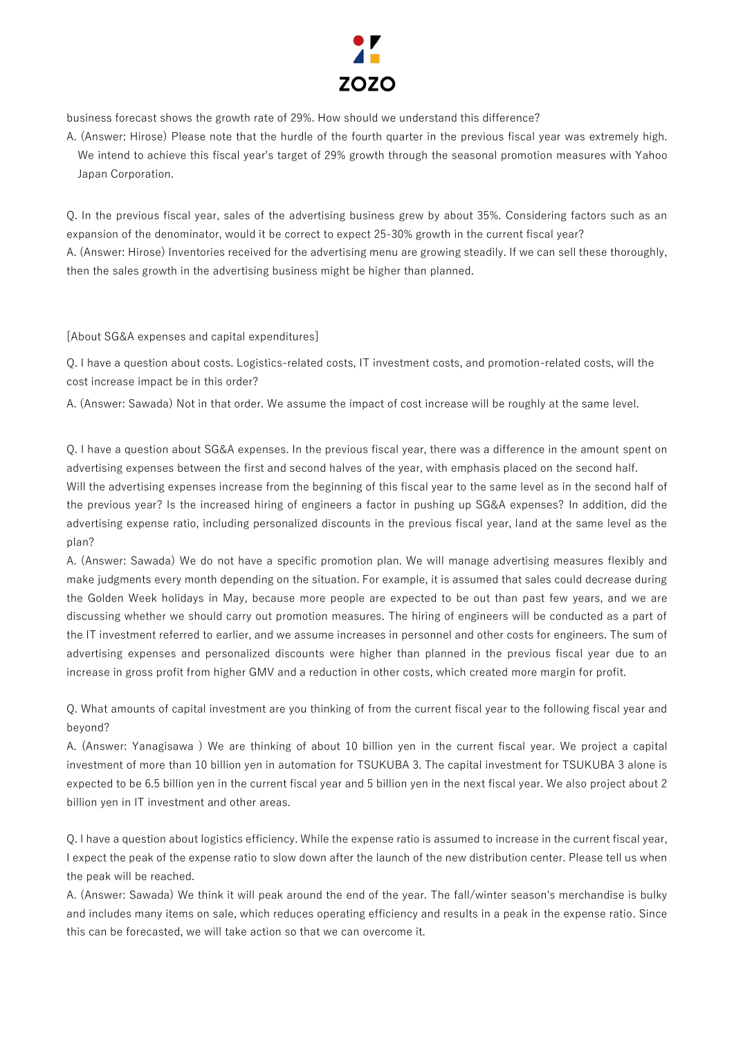business forecast shows the growth rate of 29%. How should we understand this difference?

A. (Answer: Hirose) Please note that the hurdle of the fourth quarter in the previous fiscal year was extremely high. We intend to achieve this fiscal year's target of 29% growth through the seasonal promotion measures with Yahoo Japan Corporation.

Q. In the previous fiscal year, sales of the advertising business grew by about 35%. Considering factors such as an expansion of the denominator, would it be correct to expect 25-30% growth in the current fiscal year?

A. (Answer: Hirose) Inventories received for the advertising menu are growing steadily. If we can sell these thoroughly, then the sales growth in the advertising business might be higher than planned.

[About SG&A expenses and capital expenditures]

Q. I have a question about costs. Logistics-related costs, IT investment costs, and promotion-related costs, will the cost increase impact be in this order?

A. (Answer: Sawada) Not in that order. We assume the impact of cost increase will be roughly at the same level.

Q. I have a question about SG&A expenses. In the previous fiscal year, there was a difference in the amount spent on advertising expenses between the first and second halves of the year, with emphasis placed on the second half. Will the advertising expenses increase from the beginning of this fiscal year to the same level as in the second half of the previous year? Is the increased hiring of engineers a factor in pushing up SG&A expenses? In addition, did the advertising expense ratio, including personalized discounts in the previous fiscal year, land at the same level as the plan?

A. (Answer: Sawada) We do not have a specific promotion plan. We will manage advertising measures flexibly and make judgments every month depending on the situation. For example, it is assumed that sales could decrease during the Golden Week holidays in May, because more people are expected to be out than past few years, and we are discussing whether we should carry out promotion measures. The hiring of engineers will be conducted as a part of the IT investment referred to earlier, and we assume increases in personnel and other costs for engineers. The sum of advertising expenses and personalized discounts were higher than planned in the previous fiscal year due to an increase in gross profit from higher GMV and a reduction in other costs, which created more margin for profit.

Q. What amounts of capital investment are you thinking of from the current fiscal year to the following fiscal year and beyond?

A. (Answer: Yanagisawa ) We are thinking of about 10 billion yen in the current fiscal year. We project a capital investment of more than 10 billion yen in automation for TSUKUBA 3. The capital investment for TSUKUBA 3 alone is expected to be 6.5 billion yen in the current fiscal year and 5 billion yen in the next fiscal year. We also project about 2 billion yen in IT investment and other areas.

Q. I have a question about logistics efficiency. While the expense ratio is assumed to increase in the current fiscal year, I expect the peak of the expense ratio to slow down after the launch of the new distribution center. Please tell us when the peak will be reached.

A. (Answer: Sawada) We think it will peak around the end of the year. The fall/winter season's merchandise is bulky and includes many items on sale, which reduces operating efficiency and results in a peak in the expense ratio. Since this can be forecasted, we will take action so that we can overcome it.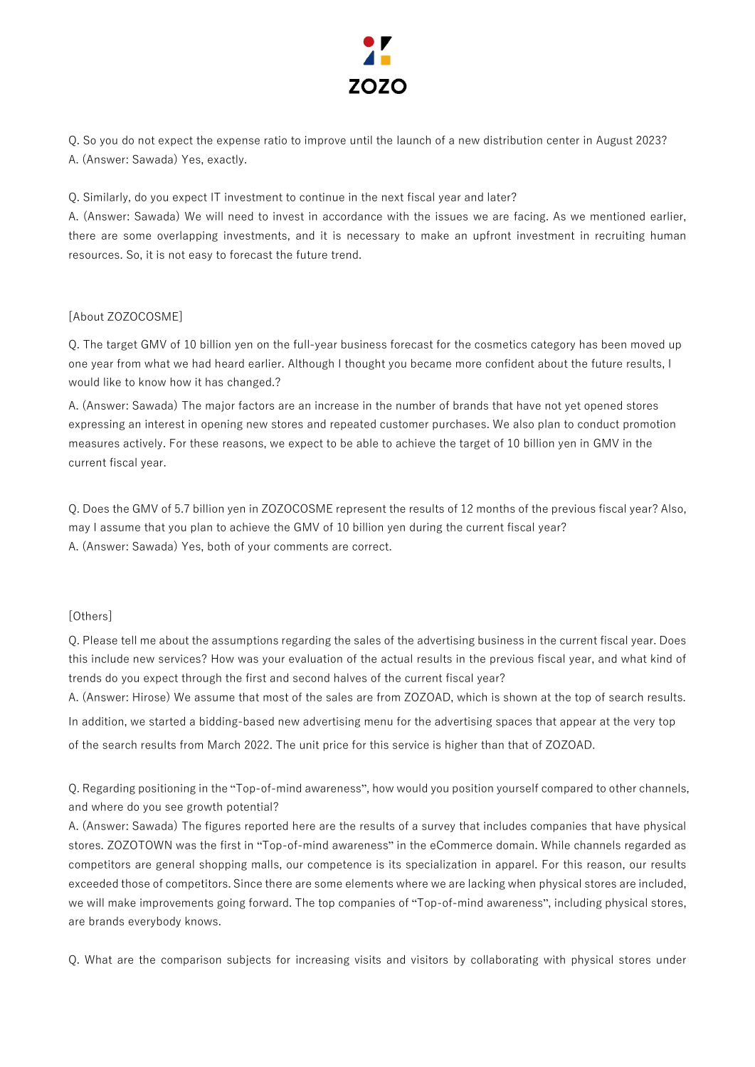Q. So you do not expect the expense ratio to improve until the launch of a new distribution center in August 2023?
A. (Answer: Sawada) Yes, exactly.

Q. Similarly, do you expect IT investment to continue in the next fiscal year and later?
A. (Answer: Sawada) We will need to invest in accordance with the issues we are facing. As we mentioned earlier, there are some overlapping investments, and it is necessary to make an upfront investment in recruiting human resources. So, it is not easy to forecast the future trend.

[About ZOZOCOSME]

Q. The target GMV of 10 billion yen on the full-year business forecast for the cosmetics category has been moved up one year from what we had heard earlier. Although I thought you became more confident about the future results, I would like to know how it has changed.?
A. (Answer: Sawada) The major factors are an increase in the number of brands that have not yet opened stores expressing an interest in opening new stores and repeated customer purchases. We also plan to conduct promotion measures actively. For these reasons, we expect to be able to achieve the target of 10 billion yen in GMV in the current fiscal year.

Q. Does the GMV of 5.7 billion yen in ZOZOCOSME represent the results of 12 months of the previous fiscal year? Also, may I assume that you plan to achieve the GMV of 10 billion yen during the current fiscal year?
A. (Answer: Sawada) Yes, both of your comments are correct.

[Others]

Q. Please tell me about the assumptions regarding the sales of the advertising business in the current fiscal year. Does this include new services? How was your evaluation of the actual results in the previous fiscal year, and what kind of trends do you expect through the first and second halves of the current fiscal year?
A. (Answer: Hirose) We assume that most of the sales are from ZOZOAD, which is shown at the top of search results. In addition, we started a bidding-based new advertising menu for the advertising spaces that appear at the very top of the search results from March 2022. The unit price for this service is higher than that of ZOZOAD.

Q. Regarding positioning in the "Top-of-mind awareness", how would you position yourself compared to other channels, and where do you see growth potential?
A. (Answer: Sawada) The figures reported here are the results of a survey that includes companies that have physical stores. ZOZOTOWN was the first in "Top-of-mind awareness" in the eCommerce domain. While channels regarded as competitors are general shopping malls, our competence is its specialization in apparel. For this reason, our results exceeded those of competitors. Since there are some elements where we are lacking when physical stores are included, we will make improvements going forward. The top companies of "Top-of-mind awareness", including physical stores, are brands everybody knows.

Q. What are the comparison subjects for increasing visits and visitors by collaborating with physical stores under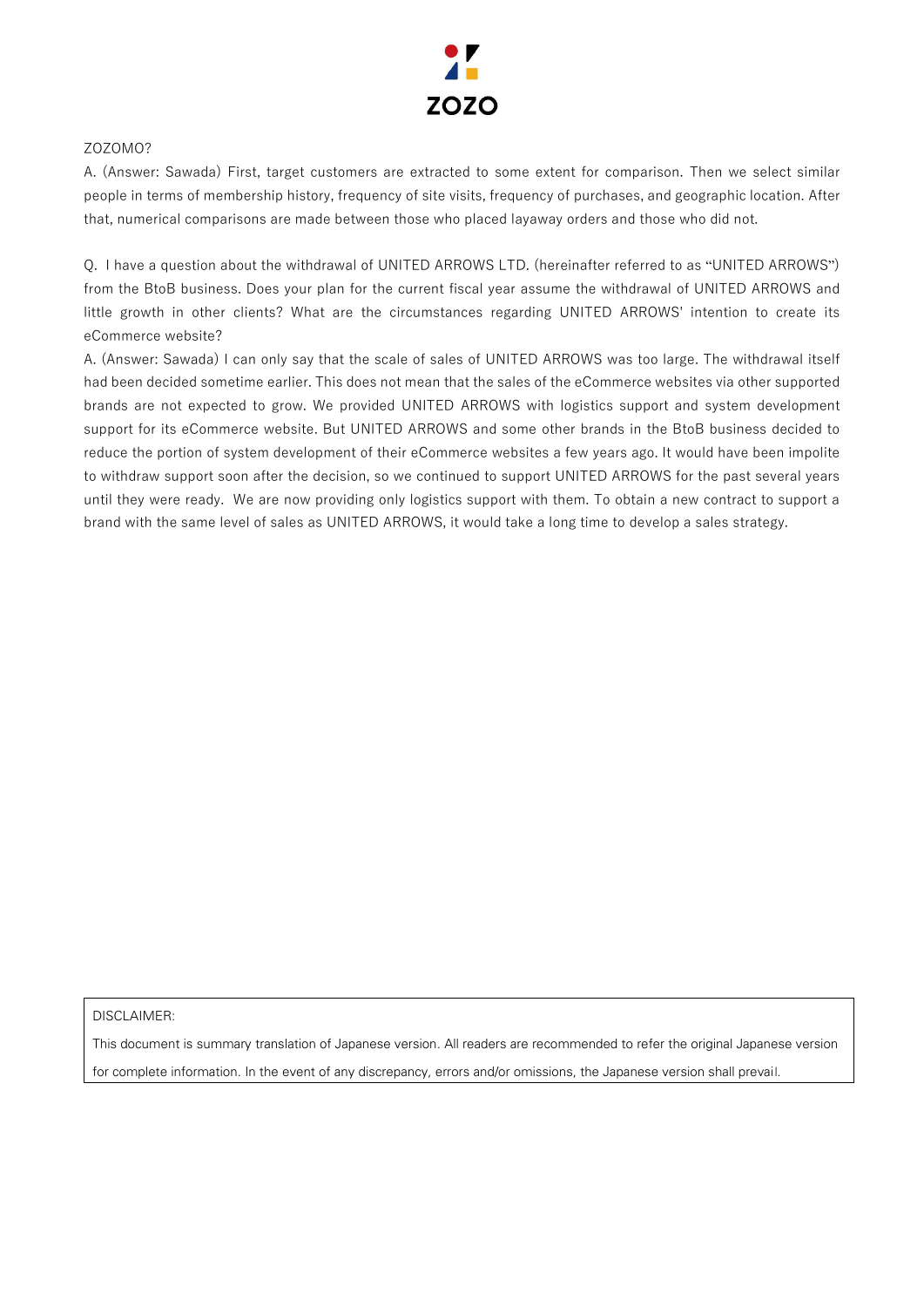ZOZOMO?

A. (Answer: Sawada) First, target customers are extracted to some extent for comparison. Then we select similar people in terms of membership history, frequency of site visits, frequency of purchases, and geographic location. After that, numerical comparisons are made between those who placed layaway orders and those who did not.

Q. I have a question about the withdrawal of UNITED ARROWS LTD. (hereinafter referred to as "UNITED ARROWS") from the BtoB business. Does your plan for the current fiscal year assume the withdrawal of UNITED ARROWS and little growth in other clients? What are the circumstances regarding UNITED ARROWS' intention to create its eCommerce website?

A. (Answer: Sawada) I can only say that the scale of sales of UNITED ARROWS was too large. The withdrawal itself had been decided sometime earlier. This does not mean that the sales of the eCommerce websites via other supported brands are not expected to grow. We provided UNITED ARROWS with logistics support and system development support for its eCommerce website. But UNITED ARROWS and some other brands in the BtoB business decided to reduce the portion of system development of their eCommerce websites a few years ago. It would have been impolite to withdraw support soon after the decision, so we continued to support UNITED ARROWS for the past several years until they were ready. We are now providing only logistics support with them. To obtain a new contract to support a brand with the same level of sales as UNITED ARROWS, it would take a long time to develop a sales strategy.

DISCLAIMER:

This document is summary translation of Japanese version. All readers are recommended to refer the original Japanese version for complete information. In the event of any discrepancy, errors and/or omissions, the Japanese version shall prevail.